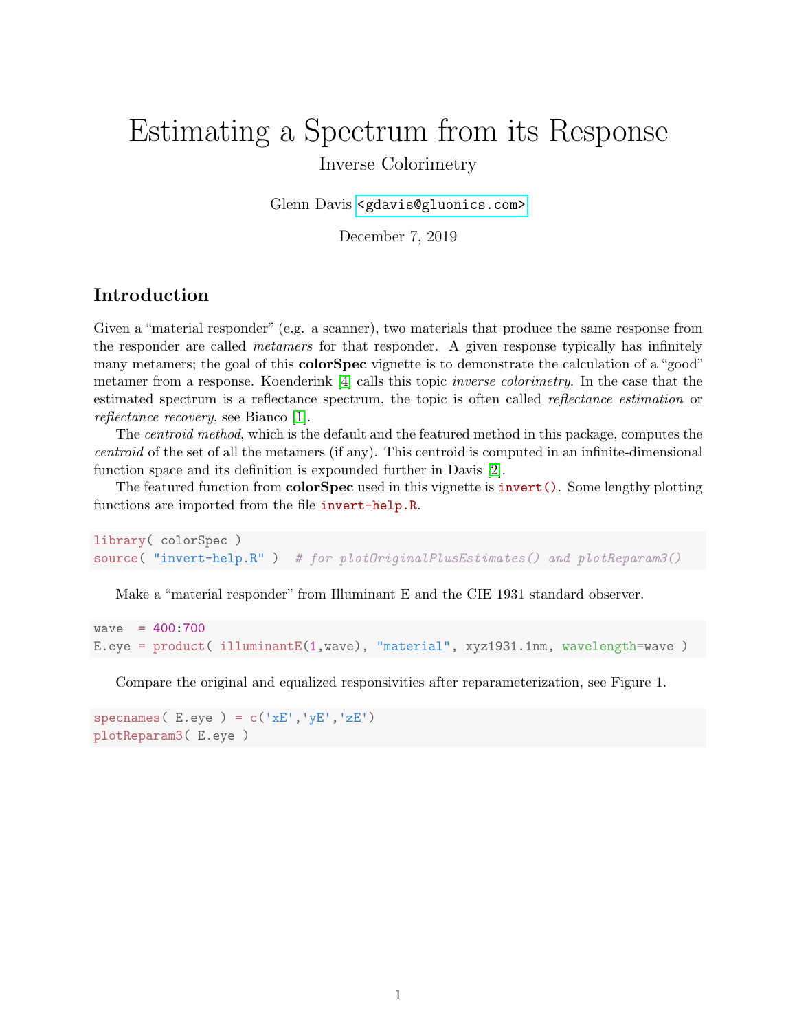# Estimating a Spectrum from its Response

## Inverse Colorimetry

Glenn Davis <gdavis@gluonics.com>

December 7, 2019

## Introduction

Given a "material responder" (e.g. a scanner), two materials that produce the same response from the responder are called *metamers* for that responder. A given response typically has infinitely many metamers; the goal of this **colorSpec** vignette is to demonstrate the calculation of a "good" metamer from a response. Koenderink [4] calls this topic *inverse colorimetry*. In the case that the estimated spectrum is a reflectance spectrum, the topic is often called *reflectance estimation* or *reflectance recovery*, see Bianco [1].

The *centroid method*, which is the default and the featured method in this package, computes the *centroid* of the set of all the metamers (if any). This centroid is computed in an infinite-dimensional function space and its definition is expounded further in Davis [2].

The featured function from **colorSpec** used in this vignette is `invert()`. Some lengthy plotting functions are imported from the file `invert-help.R`.

```
library( colorSpec )
source( "invert-help.R" )  # for plotOriginalPlusEstimates() and plotReparam3()
```

Make a "material responder" from Illuminant E and the CIE 1931 standard observer.

```
wave  = 400:700
E.eye = product( illuminantE(1,wave), "material", xyz1931.1nm, wavelength=wave )
```

Compare the original and equalized responsivities after reparameterization, see Figure 1.

```
specnames( E.eye ) = c('xE','yE','zE')
plotReparam3( E.eye )
```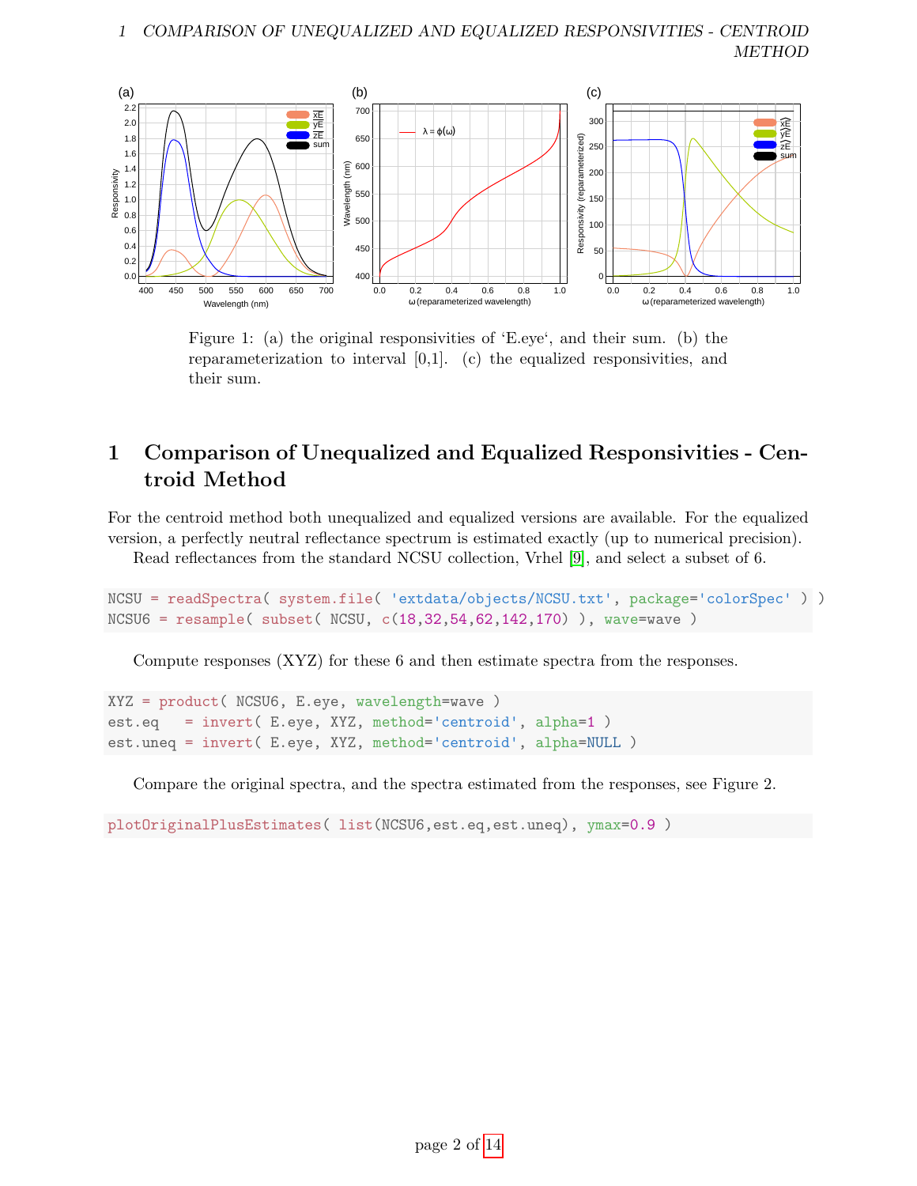Figure 1: (a) the original responsivities of 'E.eye', and their sum. (b) the reparameterization to interval [0,1]. (c) the equalized responsivities, and their sum.

## 1 Comparison of Unequalized and Equalized Responsivities - Centroid Method

For the centroid method both unequalized and equalized versions are available. For the equalized version, a perfectly neutral reflectance spectrum is estimated exactly (up to numerical precision).

Read reflectances from the standard NCSU collection, Vrhel [9], and select a subset of 6.

```
NCSU = readSpectra( system.file( 'extdata/objects/NCSU.txt', package='colorSpec' ) )
NCSU6 = resample( subset( NCSU, c(18,32,54,62,142,170) ), wave=wave )
```

Compute responses (XYZ) for these 6 and then estimate spectra from the responses.

```
XYZ = product( NCSU6, E.eye, wavelength=wave )
est.eq   = invert( E.eye, XYZ, method='centroid', alpha=1 )
est.uneq = invert( E.eye, XYZ, method='centroid', alpha=NULL )
```

Compare the original spectra, and the spectra estimated from the responses, see Figure 2.

```
plotOriginalPlusEstimates( list(NCSU6,est.eq,est.uneq), ymax=0.9 )
```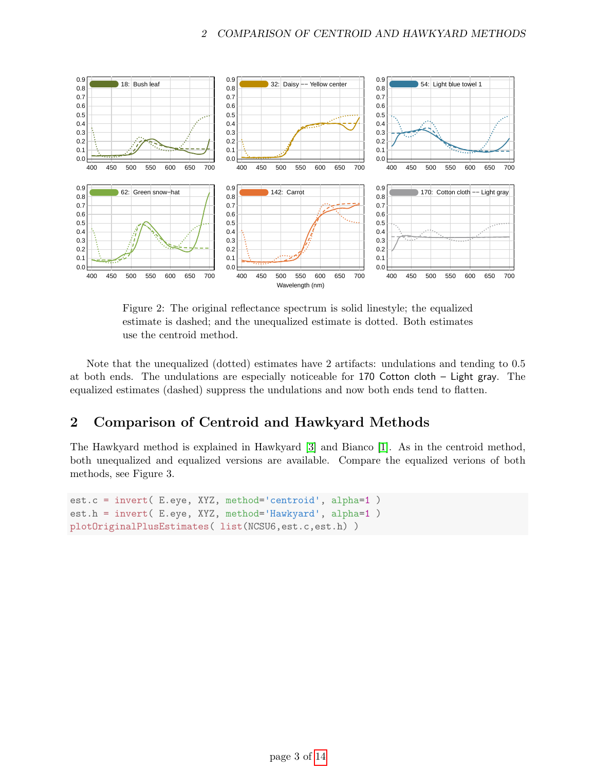Figure 2: The original reflectance spectrum is solid linestyle; the equalized estimate is dashed; and the unequalized estimate is dotted. Both estimates use the centroid method.

Note that the unequalized (dotted) estimates have 2 artifacts: undulations and tending to 0.5 at both ends. The undulations are especially noticeable for 170 Cotton cloth – Light gray. The equalized estimates (dashed) suppress the undulations and now both ends tend to flatten.

## 2 Comparison of Centroid and Hawkyard Methods

The Hawkyard method is explained in Hawkyard [3] and Bianco [1]. As in the centroid method, both unequalized and equalized versions are available. Compare the equalized verions of both methods, see Figure 3.

```
est.c = invert( E.eye, XYZ, method='centroid', alpha=1 )
est.h = invert( E.eye, XYZ, method='Hawkyard', alpha=1 )
plotOriginalPlusEstimates( list(NCSU6,est.c,est.h) )
```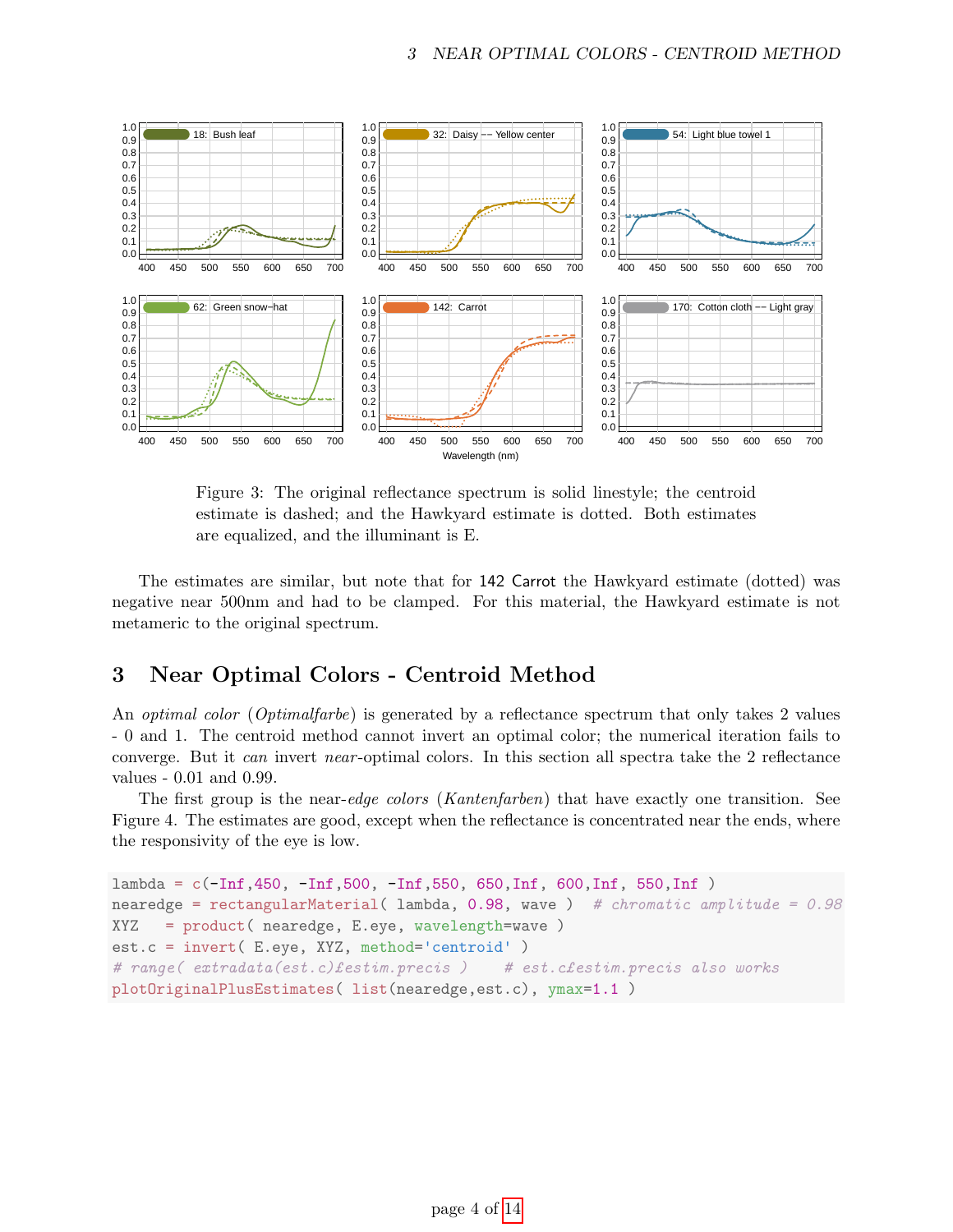Figure 3: The original reflectance spectrum is solid linestyle; the centroid estimate is dashed; and the Hawkyard estimate is dotted. Both estimates are equalized, and the illuminant is E.

The estimates are similar, but note that for 142 Carrot the Hawkyard estimate (dotted) was negative near 500nm and had to be clamped. For this material, the Hawkyard estimate is not metameric to the original spectrum.

## 3 Near Optimal Colors - Centroid Method

An *optimal color* (*Optimalfarbe*) is generated by a reflectance spectrum that only takes 2 values - 0 and 1. The centroid method cannot invert an optimal color; the numerical iteration fails to converge. But it *can* invert *near*-optimal colors. In this section all spectra take the 2 reflectance values - 0.01 and 0.99.

The first group is the near-*edge colors* (*Kantenfarben*) that have exactly one transition. See Figure 4. The estimates are good, except when the reflectance is concentrated near the ends, where the responsivity of the eye is low.

```
lambda = c(-Inf,450, -Inf,500, -Inf,550, 650,Inf, 600,Inf, 550,Inf )
nearedge = rectangularMaterial( lambda, 0.98, wave )  # chromatic amplitude = 0.98
XYZ   = product( nearedge, E.eye, wavelength=wave )
est.c = invert( E.eye, XYZ, method='centroid' )
# range( extradata(est.c)£estim.precis )    # est.c£estim.precis also works
plotOriginalPlusEstimates( list(nearedge,est.c), ymax=1.1 )
```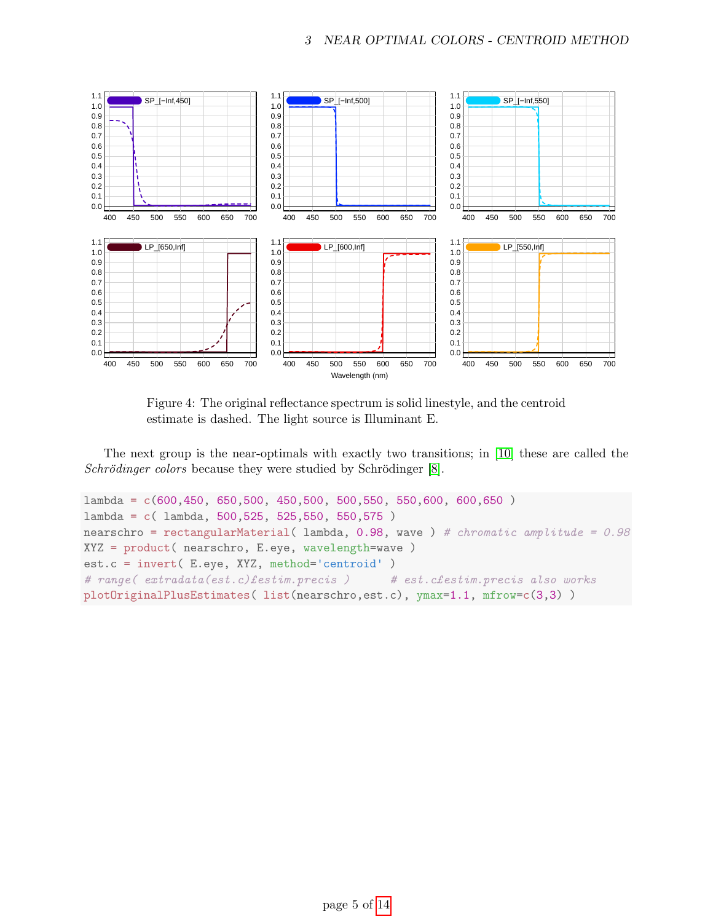Figure 4: The original reflectance spectrum is solid linestyle, and the centroid estimate is dashed. The light source is Illuminant E.

The next group is the near-optimals with exactly two transitions; in [10] these are called the *Schrödinger colors* because they were studied by Schrödinger [8].

```
lambda = c(600,450, 650,500, 450,500, 500,550, 550,600, 600,650 )
lambda = c( lambda, 500,525, 525,550, 550,575 )
nearschro = rectangularMaterial( lambda, 0.98, wave ) # chromatic amplitude = 0.98
XYZ = product( nearschro, E.eye, wavelength=wave )
est.c = invert( E.eye, XYZ, method='centroid' )
# range( extradata(est.c)$estim.precis )      # est.c$estim.precis also works
plotOriginalPlusEstimates( list(nearschro,est.c), ymax=1.1, mfrow=c(3,3) )
```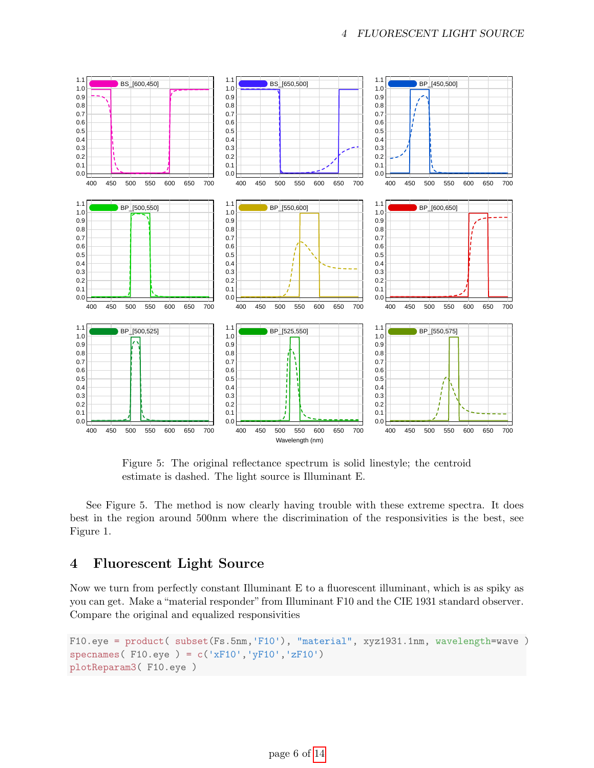Figure 5: The original reflectance spectrum is solid linestyle; the centroid estimate is dashed. The light source is Illuminant E.

See Figure 5. The method is now clearly having trouble with these extreme spectra. It does best in the region around 500nm where the discrimination of the responsivities is the best, see Figure 1.

## 4 Fluorescent Light Source

Now we turn from perfectly constant Illuminant E to a fluorescent illuminant, which is as spiky as you can get. Make a "material responder" from Illuminant F10 and the CIE 1931 standard observer. Compare the original and equalized responsivities

```
F10.eye = product( subset(Fs.5nm,'F10'), "material", xyz1931.1nm, wavelength=wave )
specnames( F10.eye ) = c('xF10','yF10','zF10')
plotReparam3( F10.eye )
```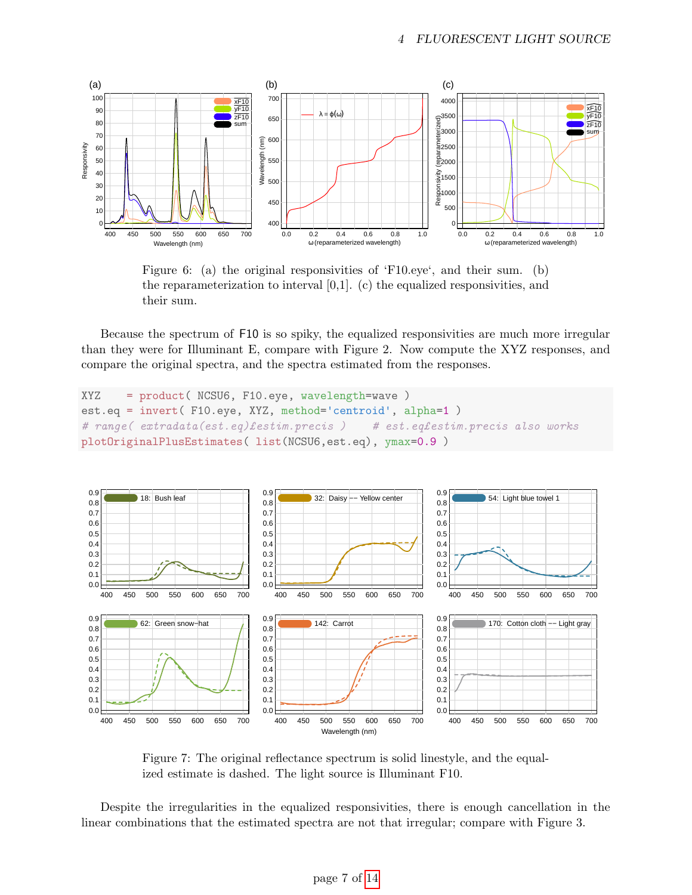Figure 6: (a) the original responsivities of 'F10.eye', and their sum. (b) the reparameterization to interval [0,1]. (c) the equalized responsivities, and their sum.

Because the spectrum of F10 is so spiky, the equalized responsivities are much more irregular than they were for Illuminant E, compare with Figure 2. Now compute the XYZ responses, and compare the original spectra, and the spectra estimated from the responses.

```
XYZ    = product( NCSU6, F10.eye, wavelength=wave )
est.eq = invert( F10.eye, XYZ, method='centroid', alpha=1 )
# range( extradata(est.eq)£estim.precis )    # est.eq£estim.precis also works
plotOriginalPlusEstimates( list(NCSU6,est.eq), ymax=0.9 )
```

Figure 7: The original reflectance spectrum is solid linestyle, and the equalized estimate is dashed. The light source is Illuminant F10.

Despite the irregularities in the equalized responsivities, there is enough cancellation in the linear combinations that the estimated spectra are not that irregular; compare with Figure 3.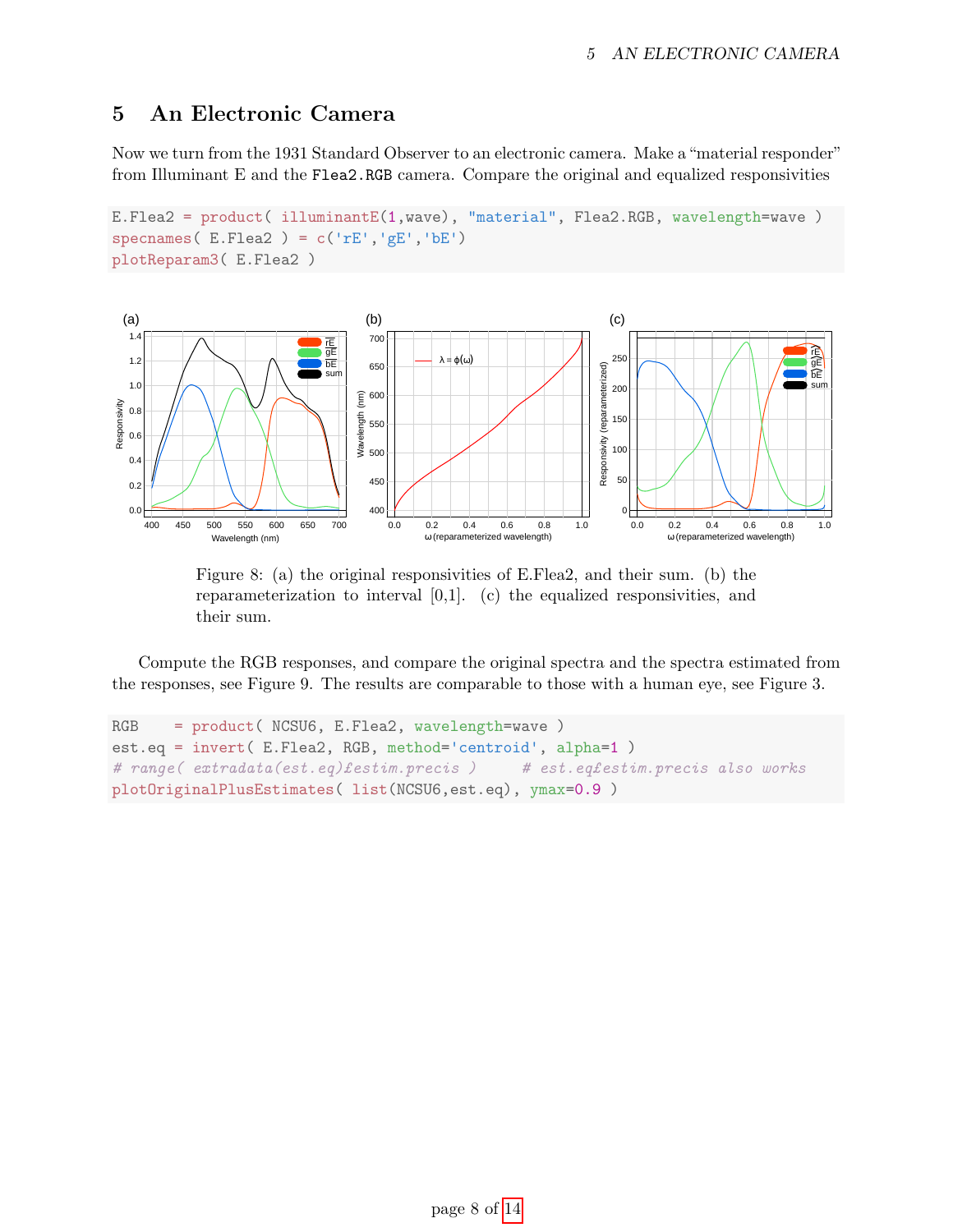## 5 An Electronic Camera

Now we turn from the 1931 Standard Observer to an electronic camera. Make a "material responder" from Illuminant E and the `Flea2.RGB` camera. Compare the original and equalized responsivities

```
E.Flea2 = product( illuminantE(1,wave), "material", Flea2.RGB, wavelength=wave )
specnames( E.Flea2 ) = c('rE','gE','bE')
plotReparam3( E.Flea2 )
```

Figure 8: (a) the original responsivities of E.Flea2, and their sum. (b) the reparameterization to interval [0,1]. (c) the equalized responsivities, and their sum.

Compute the RGB responses, and compare the original spectra and the spectra estimated from the responses, see Figure 9. The results are comparable to those with a human eye, see Figure 3.

```
RGB    = product( NCSU6, E.Flea2, wavelength=wave )
est.eq = invert( E.Flea2, RGB, method='centroid', alpha=1 )
# range( extradata(est.eq)$estim.precis )     # est.eq$estim.precis also works
plotOriginalPlusEstimates( list(NCSU6,est.eq), ymax=0.9 )
```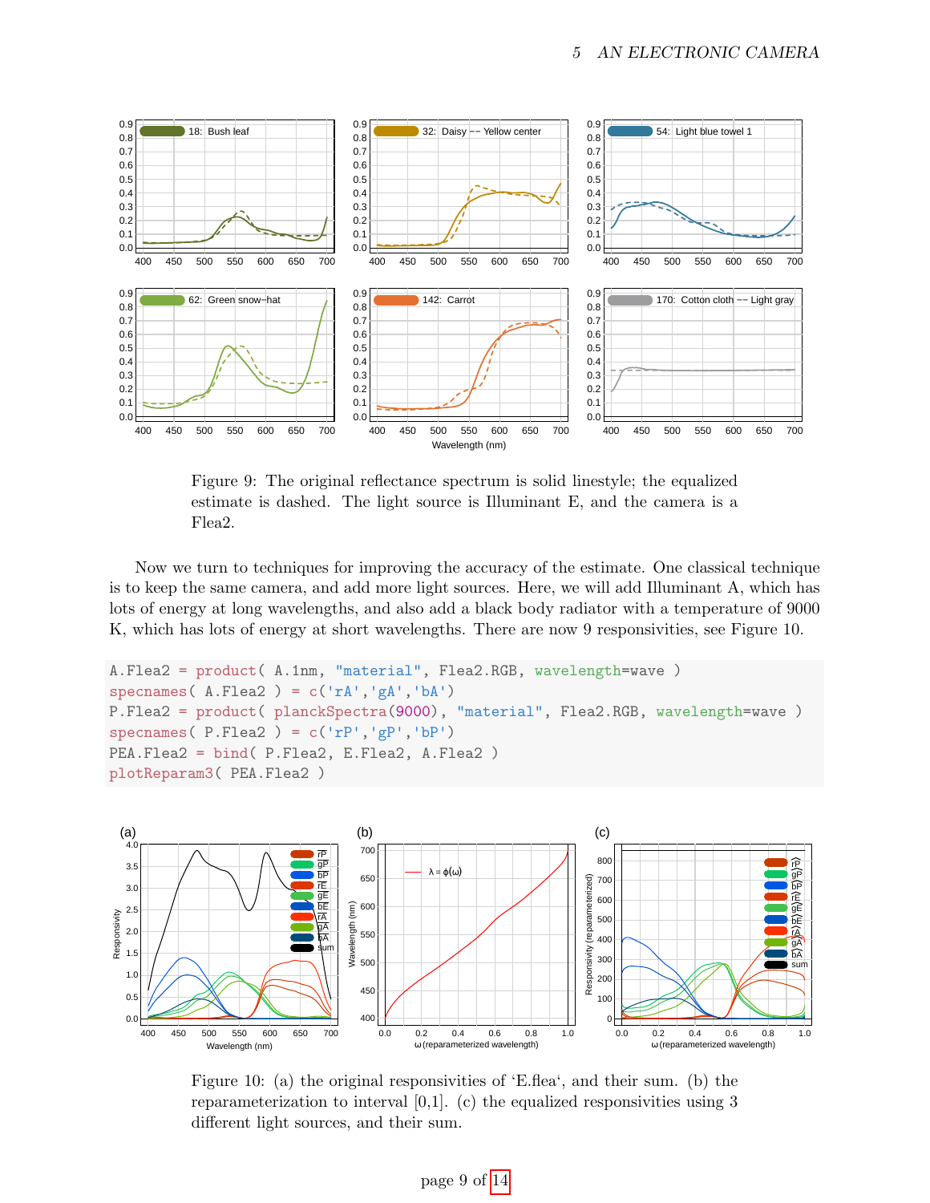Figure 9: The original reflectance spectrum is solid linestyle; the equalized estimate is dashed. The light source is Illuminant E, and the camera is a Flea2.

Now we turn to techniques for improving the accuracy of the estimate. One classical technique is to keep the same camera, and add more light sources. Here, we will add Illuminant A, which has lots of energy at long wavelengths, and also add a black body radiator with a temperature of 9000 K, which has lots of energy at short wavelengths. There are now 9 responsivities, see Figure 10.

```
A.Flea2 = product( A.1nm, "material", Flea2.RGB, wavelength=wave )
specnames( A.Flea2 ) = c('rA','gA','bA')
P.Flea2 = product( planckSpectra(9000), "material", Flea2.RGB, wavelength=wave )
specnames( P.Flea2 ) = c('rP','gP','bP')
PEA.Flea2 = bind( P.Flea2, E.Flea2, A.Flea2 )
plotReparam3( PEA.Flea2 )
```

Figure 10: (a) the original responsivities of 'E.flea', and their sum. (b) the reparameterization to interval [0,1]. (c) the equalized responsivities using 3 different light sources, and their sum.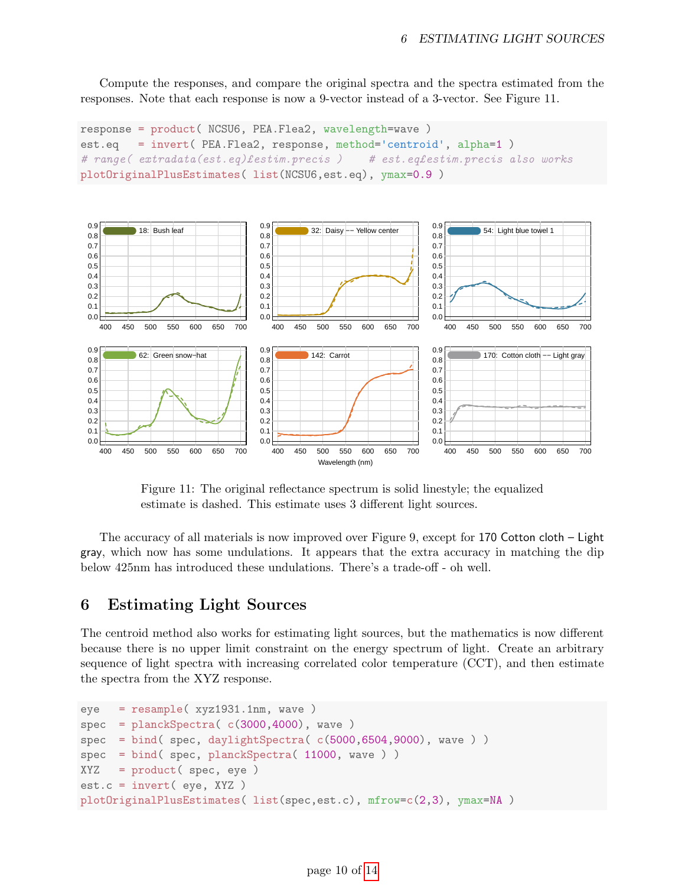Compute the responses, and compare the original spectra and the spectra estimated from the responses. Note that each response is now a 9-vector instead of a 3-vector. See Figure 11.

```
response = product( NCSU6, PEA.Flea2, wavelength=wave )
est.eq   = invert( PEA.Flea2, response, method='centroid', alpha=1 )
# range( extradata(est.eq)£estim.precis )    # est.eq£estim.precis also works
plotOriginalPlusEstimates( list(NCSU6,est.eq), ymax=0.9 )
```

Figure 11: The original reflectance spectrum is solid linestyle; the equalized estimate is dashed. This estimate uses 3 different light sources.

The accuracy of all materials is now improved over Figure 9, except for 170 Cotton cloth – Light gray, which now has some undulations. It appears that the extra accuracy in matching the dip below 425nm has introduced these undulations. There's a trade-off - oh well.

## 6 Estimating Light Sources

The centroid method also works for estimating light sources, but the mathematics is now different because there is no upper limit constraint on the energy spectrum of light. Create an arbitrary sequence of light spectra with increasing correlated color temperature (CCT), and then estimate the spectra from the XYZ response.

```
eye   = resample( xyz1931.1nm, wave )
spec  = planckSpectra( c(3000,4000), wave )
spec  = bind( spec, daylightSpectra( c(5000,6504,9000), wave ) )
spec  = bind( spec, planckSpectra( 11000, wave ) )
XYZ   = product( spec, eye )
est.c = invert( eye, XYZ )
plotOriginalPlusEstimates( list(spec,est.c), mfrow=c(2,3), ymax=NA )
```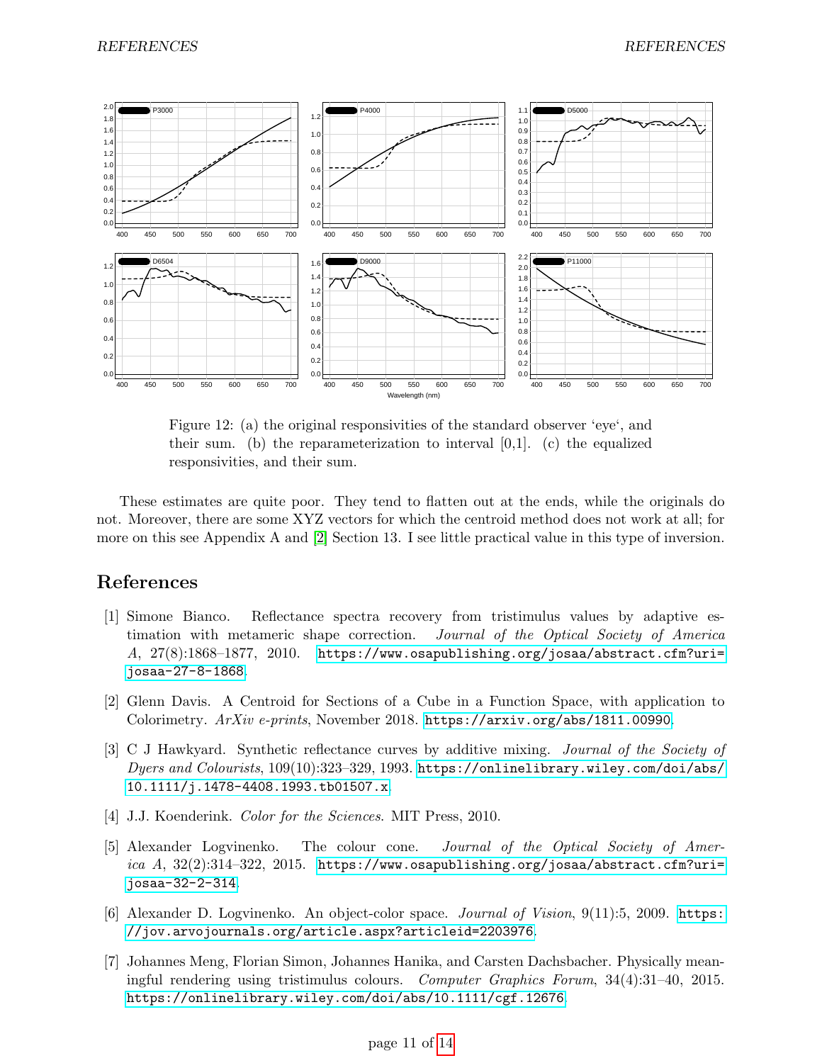Figure 12: (a) the original responsivities of the standard observer 'eye', and their sum. (b) the reparameterization to interval [0,1]. (c) the equalized responsivities, and their sum.

These estimates are quite poor. They tend to flatten out at the ends, while the originals do not. Moreover, there are some XYZ vectors for which the centroid method does not work at all; for more on this see Appendix A and [2] Section 13. I see little practical value in this type of inversion.

## References

[1] Simone Bianco. Reflectance spectra recovery from tristimulus values by adaptive estimation with metameric shape correction. *Journal of the Optical Society of America A*, 27(8):1868–1877, 2010. https://www.osapublishing.org/josaa/abstract.cfm?uri=josaa-27-8-1868.

[2] Glenn Davis. A Centroid for Sections of a Cube in a Function Space, with application to Colorimetry. *ArXiv e-prints*, November 2018. https://arxiv.org/abs/1811.00990.

[3] C J Hawkyard. Synthetic reflectance curves by additive mixing. *Journal of the Society of Dyers and Colourists*, 109(10):323–329, 1993. https://onlinelibrary.wiley.com/doi/abs/10.1111/j.1478-4408.1993.tb01507.x.

[4] J.J. Koenderink. *Color for the Sciences*. MIT Press, 2010.

[5] Alexander Logvinenko. The colour cone. *Journal of the Optical Society of America A*, 32(2):314–322, 2015. https://www.osapublishing.org/josaa/abstract.cfm?uri=josaa-32-2-314.

[6] Alexander D. Logvinenko. An object-color space. *Journal of Vision*, 9(11):5, 2009. https://jov.arvojournals.org/article.aspx?articleid=2203976.

[7] Johannes Meng, Florian Simon, Johannes Hanika, and Carsten Dachsbacher. Physically meaningful rendering using tristimulus colours. *Computer Graphics Forum*, 34(4):31–40, 2015. https://onlinelibrary.wiley.com/doi/abs/10.1111/cgf.12676.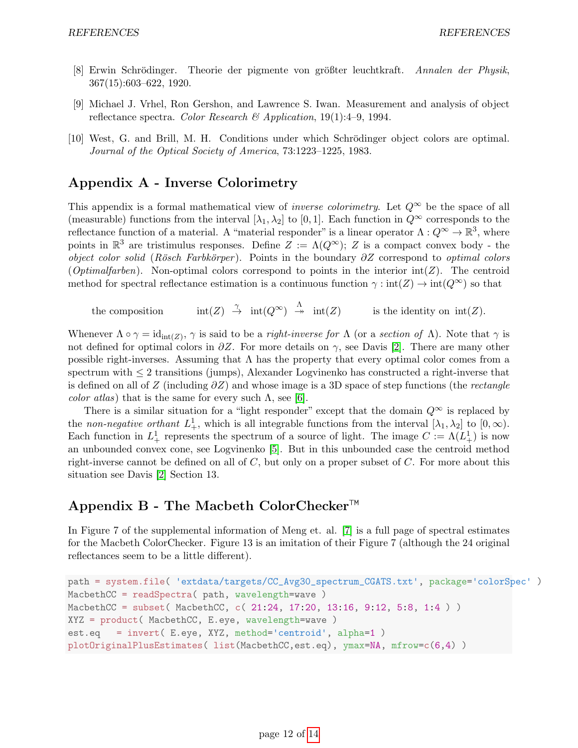[8] Erwin Schrödinger. Theorie der pigmente von größter leuchtkraft. *Annalen der Physik*, 367(15):603–622, 1920.

[9] Michael J. Vrhel, Ron Gershon, and Lawrence S. Iwan. Measurement and analysis of object reflectance spectra. *Color Research & Application*, 19(1):4–9, 1994.

[10] West, G. and Brill, M. H. Conditions under which Schrödinger object colors are optimal. *Journal of the Optical Society of America*, 73:1223–1225, 1983.

## Appendix A - Inverse Colorimetry

This appendix is a formal mathematical view of *inverse colorimetry*. Let $Q^\infty$ be the space of all (measurable) functions from the interval $[\lambda_1, \lambda_2]$ to $[0, 1]$. Each function in $Q^\infty$ corresponds to the reflectance function of a material. A "material responder" is a linear operator $\Lambda : Q^\infty \to \mathbb{R}^3$, where points in $\mathbb{R}^3$ are tristimulus responses. Define $Z := \Lambda(Q^\infty)$; $Z$ is a compact convex body - the *object color solid* (*Rösch Farbkörper*). Points in the boundary $\partial Z$ correspond to *optimal colors* (*Optimalfarben*). Non-optimal colors correspond to points in the interior $\mathrm{int}(Z)$. The centroid method for spectral reflectance estimation is a continuous function $\gamma : \mathrm{int}(Z) \to \mathrm{int}(Q^\infty)$ so that

$$\text{the composition} \qquad \mathrm{int}(Z) \overset{\gamma}{\to} \mathrm{int}(Q^\infty) \overset{\Lambda}{\twoheadrightarrow} \mathrm{int}(Z) \qquad \text{is the identity on } \mathrm{int}(Z).$$

Whenever $\Lambda \circ \gamma = \mathrm{id}_{\mathrm{int}(Z)}$, $\gamma$ is said to be a *right-inverse for* $\Lambda$ (or a *section of* $\Lambda$). Note that $\gamma$ is not defined for optimal colors in $\partial Z$. For more details on $\gamma$, see Davis [2]. There are many other possible right-inverses. Assuming that $\Lambda$ has the property that every optimal color comes from a spectrum with $\leq 2$ transitions (jumps), Alexander Logvinenko has constructed a right-inverse that is defined on all of $Z$ (including $\partial Z$) and whose image is a 3D space of step functions (the *rectangle color atlas*) that is the same for every such $\Lambda$, see [6].

There is a similar situation for a "light responder" except that the domain $Q^\infty$ is replaced by the *non-negative orthant* $L^1_+$, which is all integrable functions from the interval $[\lambda_1, \lambda_2]$ to $[0, \infty)$. Each function in $L^1_+$ represents the spectrum of a source of light. The image $C := \Lambda(L^1_+)$ is now an unbounded convex cone, see Logvinenko [5]. But in this unbounded case the centroid method right-inverse cannot be defined on all of $C$, but only on a proper subset of $C$. For more about this situation see Davis [2] Section 13.

## Appendix B - The Macbeth ColorChecker™

In Figure 7 of the supplemental information of Meng et. al. [7] is a full page of spectral estimates for the Macbeth ColorChecker. Figure 13 is an imitation of their Figure 7 (although the 24 original reflectances seem to be a little different).

```
path = system.file( 'extdata/targets/CC_Avg30_spectrum_CGATS.txt', package='colorSpec' )
MacbethCC = readSpectra( path, wavelength=wave )
MacbethCC = subset( MacbethCC, c( 21:24, 17:20, 13:16, 9:12, 5:8, 1:4 ) )
XYZ = product( MacbethCC, E.eye, wavelength=wave )
est.eq   = invert( E.eye, XYZ, method='centroid', alpha=1 )
plotOriginalPlusEstimates( list(MacbethCC,est.eq), ymax=NA, mfrow=c(6,4) )
```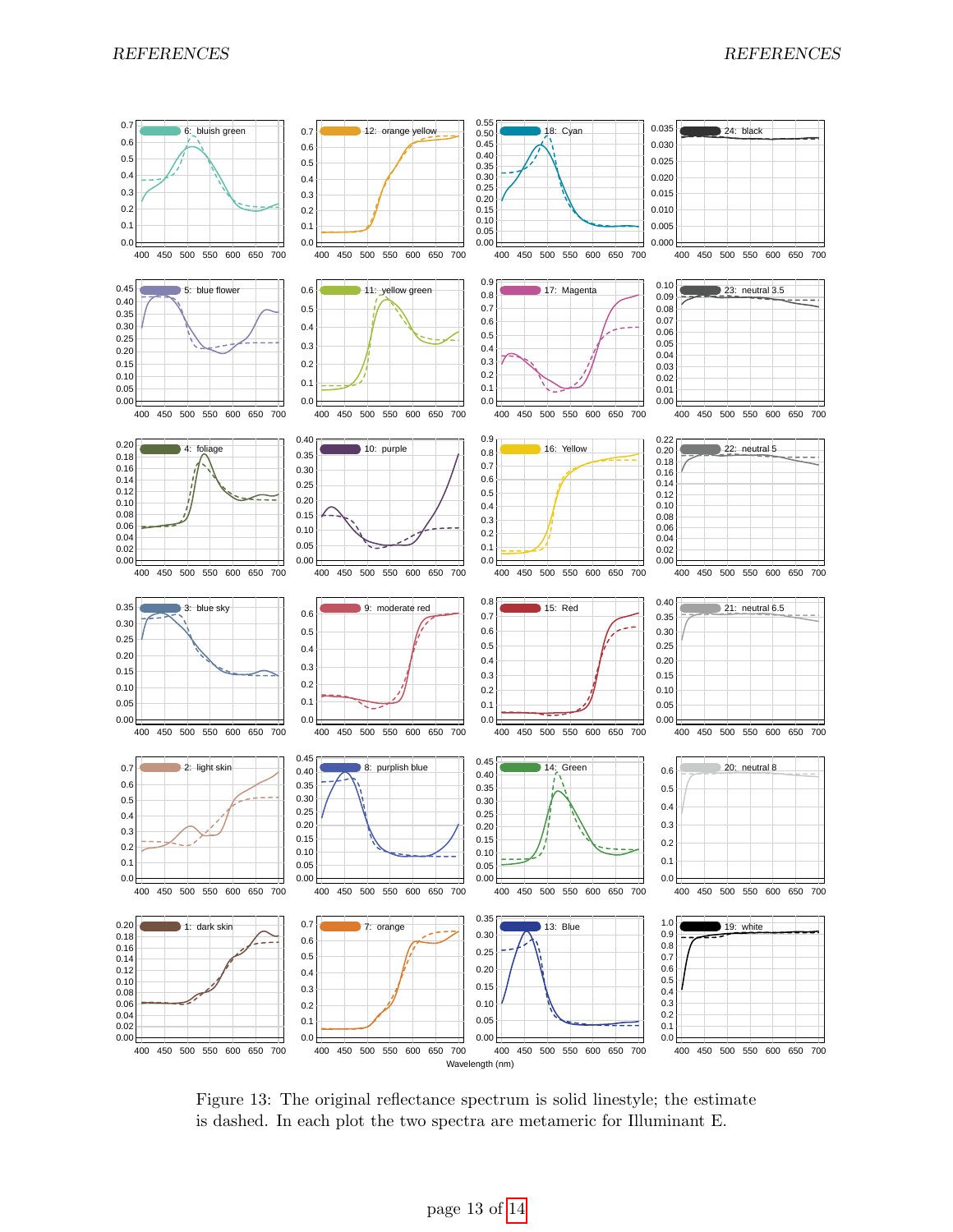Figure 13: The original reflectance spectrum is solid linestyle; the estimate is dashed. In each plot the two spectra are metameric for Illuminant E.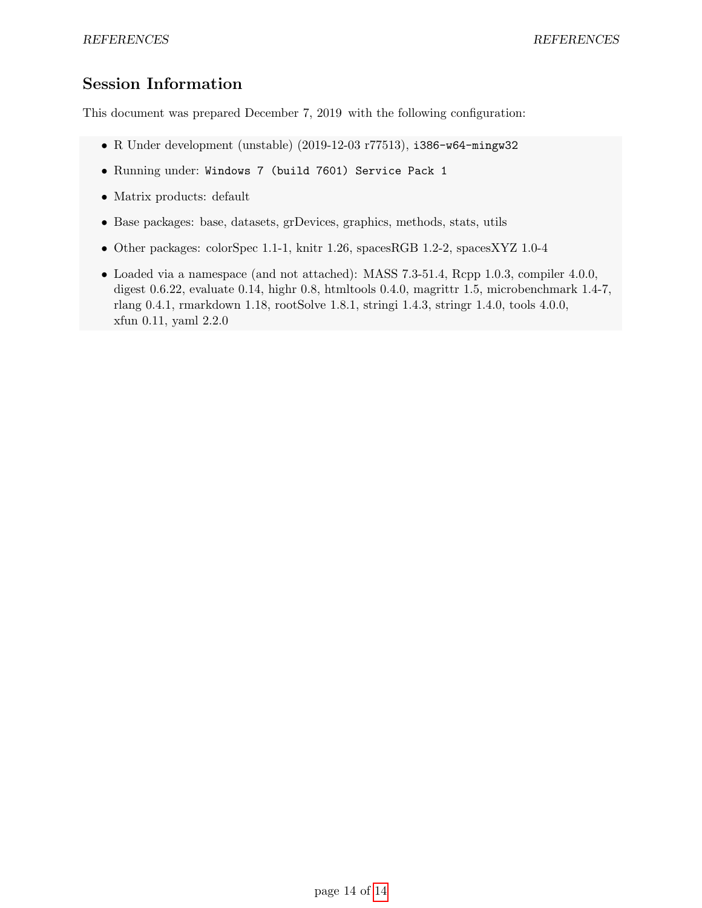## Session Information

This document was prepared December 7, 2019 with the following configuration:

- R Under development (unstable) (2019-12-03 r77513), `i386-w64-mingw32`
- Running under: `Windows 7 (build 7601) Service Pack 1`
- Matrix products: default
- Base packages: base, datasets, grDevices, graphics, methods, stats, utils
- Other packages: colorSpec 1.1-1, knitr 1.26, spacesRGB 1.2-2, spacesXYZ 1.0-4
- Loaded via a namespace (and not attached): MASS 7.3-51.4, Rcpp 1.0.3, compiler 4.0.0, digest 0.6.22, evaluate 0.14, highr 0.8, htmltools 0.4.0, magrittr 1.5, microbenchmark 1.4-7, rlang 0.4.1, rmarkdown 1.18, rootSolve 1.8.1, stringi 1.4.3, stringr 1.4.0, tools 4.0.0, xfun 0.11, yaml 2.2.0